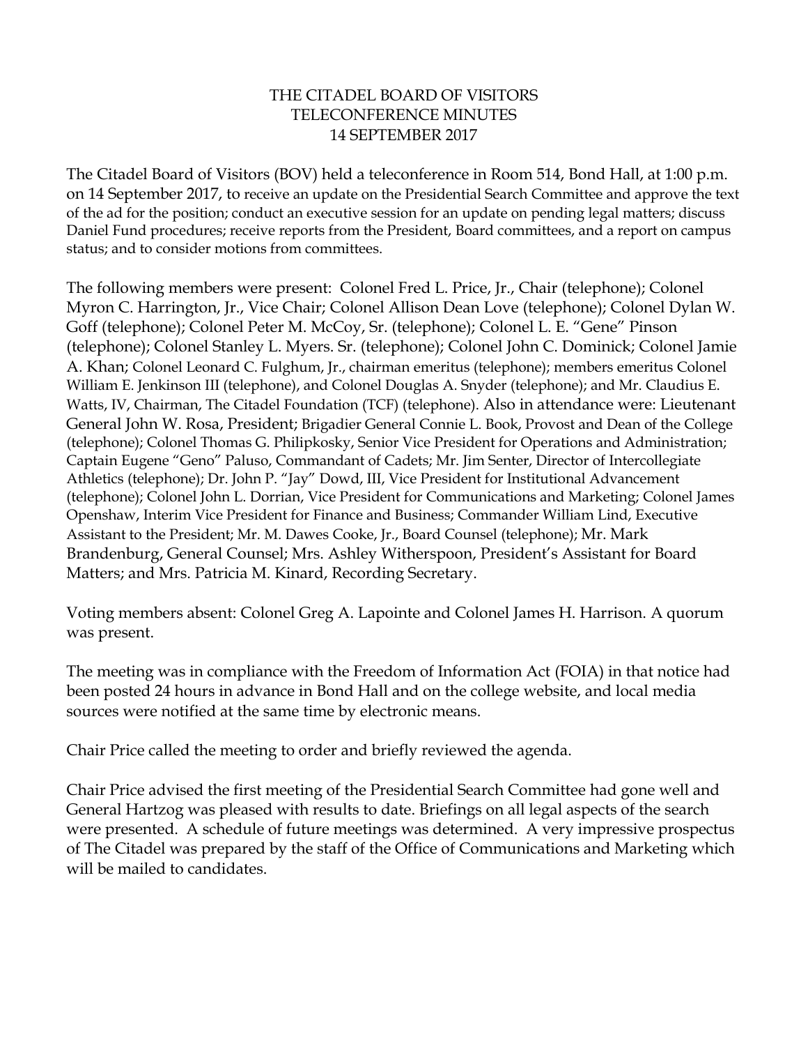# THE CITADEL BOARD OF VISITORS
## TELECONFERENCE MINUTES
### 14 SEPTEMBER 2017

The Citadel Board of Visitors (BOV) held a teleconference in Room 514, Bond Hall, at 1:00 p.m. on 14 September 2017, to receive an update on the Presidential Search Committee and approve the text of the ad for the position; conduct an executive session for an update on pending legal matters; discuss Daniel Fund procedures; receive reports from the President, Board committees, and a report on campus status; and to consider motions from committees.

The following members were present: Colonel Fred L. Price, Jr., Chair (telephone); Colonel Myron C. Harrington, Jr., Vice Chair; Colonel Allison Dean Love (telephone); Colonel Dylan W. Goff (telephone); Colonel Peter M. McCoy, Sr. (telephone); Colonel L. E. "Gene" Pinson (telephone); Colonel Stanley L. Myers. Sr. (telephone); Colonel John C. Dominick; Colonel Jamie A. Khan; Colonel Leonard C. Fulghum, Jr., chairman emeritus (telephone); members emeritus Colonel William E. Jenkinson III (telephone), and Colonel Douglas A. Snyder (telephone); and Mr. Claudius E. Watts, IV, Chairman, The Citadel Foundation (TCF) (telephone). Also in attendance were: Lieutenant General John W. Rosa, President; Brigadier General Connie L. Book, Provost and Dean of the College (telephone); Colonel Thomas G. Philipkosky, Senior Vice President for Operations and Administration; Captain Eugene "Geno" Paluso, Commandant of Cadets; Mr. Jim Senter, Director of Intercollegiate Athletics (telephone); Dr. John P. "Jay" Dowd, III, Vice President for Institutional Advancement (telephone); Colonel John L. Dorrian, Vice President for Communications and Marketing; Colonel James Openshaw, Interim Vice President for Finance and Business; Commander William Lind, Executive Assistant to the President; Mr. M. Dawes Cooke, Jr., Board Counsel (telephone); Mr. Mark Brandenburg, General Counsel; Mrs. Ashley Witherspoon, President's Assistant for Board Matters; and Mrs. Patricia M. Kinard, Recording Secretary.

Voting members absent: Colonel Greg A. Lapointe and Colonel James H. Harrison. A quorum was present.

The meeting was in compliance with the Freedom of Information Act (FOIA) in that notice had been posted 24 hours in advance in Bond Hall and on the college website, and local media sources were notified at the same time by electronic means.

Chair Price called the meeting to order and briefly reviewed the agenda.

Chair Price advised the first meeting of the Presidential Search Committee had gone well and General Hartzog was pleased with results to date. Briefings on all legal aspects of the search were presented. A schedule of future meetings was determined. A very impressive prospectus of The Citadel was prepared by the staff of the Office of Communications and Marketing which will be mailed to candidates.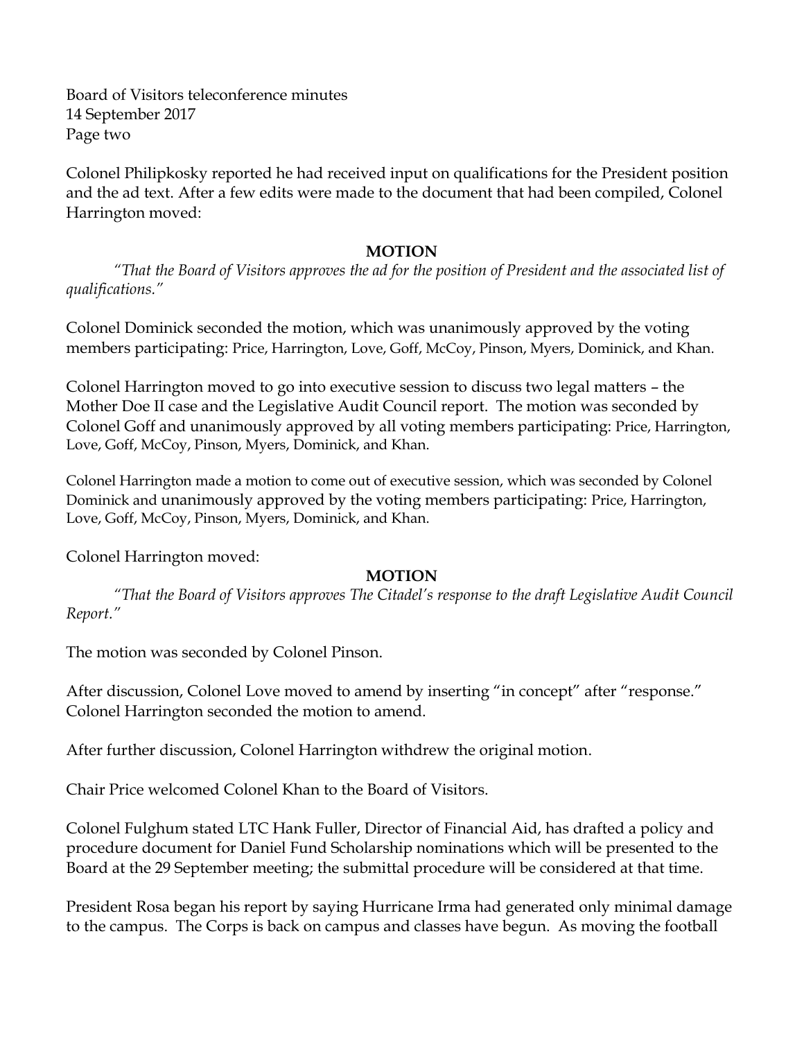Colonel Philipkosky reported he had received input on qualifications for the President position and the ad text. After a few edits were made to the document that had been compiled, Colonel Harrington moved:

**MOTION**

*"That the Board of Visitors approves the ad for the position of President and the associated list of qualifications."*

Colonel Dominick seconded the motion, which was unanimously approved by the voting members participating: Price, Harrington, Love, Goff, McCoy, Pinson, Myers, Dominick, and Khan.

Colonel Harrington moved to go into executive session to discuss two legal matters – the Mother Doe II case and the Legislative Audit Council report. The motion was seconded by Colonel Goff and unanimously approved by all voting members participating: Price, Harrington, Love, Goff, McCoy, Pinson, Myers, Dominick, and Khan.

Colonel Harrington made a motion to come out of executive session, which was seconded by Colonel Dominick and unanimously approved by the voting members participating: Price, Harrington, Love, Goff, McCoy, Pinson, Myers, Dominick, and Khan.

Colonel Harrington moved:

**MOTION**

*"That the Board of Visitors approves The Citadel's response to the draft Legislative Audit Council Report."*

The motion was seconded by Colonel Pinson.

After discussion, Colonel Love moved to amend by inserting "in concept" after "response." Colonel Harrington seconded the motion to amend.

After further discussion, Colonel Harrington withdrew the original motion.

Chair Price welcomed Colonel Khan to the Board of Visitors.

Colonel Fulghum stated LTC Hank Fuller, Director of Financial Aid, has drafted a policy and procedure document for Daniel Fund Scholarship nominations which will be presented to the Board at the 29 September meeting; the submittal procedure will be considered at that time.

President Rosa began his report by saying Hurricane Irma had generated only minimal damage to the campus. The Corps is back on campus and classes have begun. As moving the football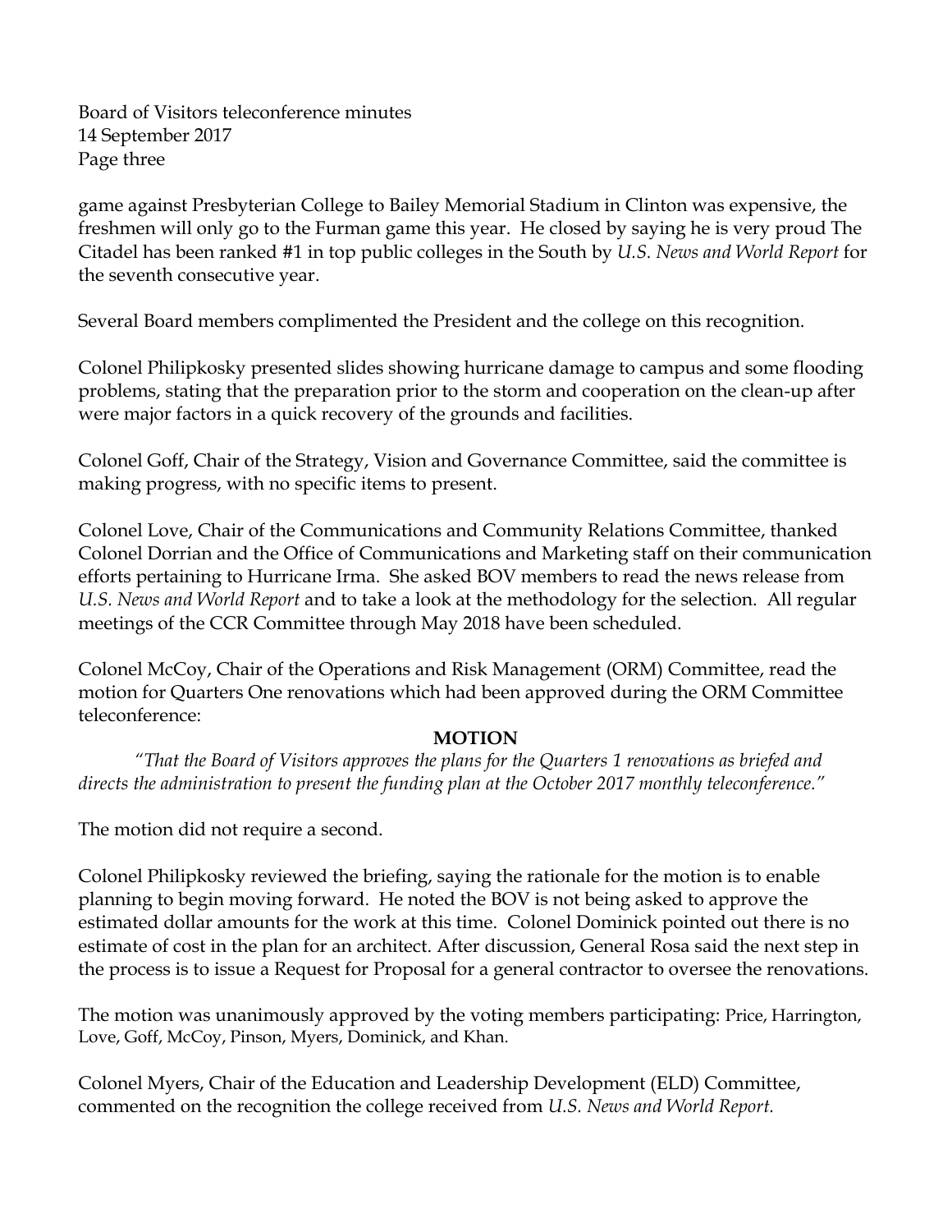game against Presbyterian College to Bailey Memorial Stadium in Clinton was expensive, the freshmen will only go to the Furman game this year. He closed by saying he is very proud The Citadel has been ranked #1 in top public colleges in the South by *U.S. News and World Report* for the seventh consecutive year.

Several Board members complimented the President and the college on this recognition.

Colonel Philipkosky presented slides showing hurricane damage to campus and some flooding problems, stating that the preparation prior to the storm and cooperation on the clean-up after were major factors in a quick recovery of the grounds and facilities.

Colonel Goff, Chair of the Strategy, Vision and Governance Committee, said the committee is making progress, with no specific items to present.

Colonel Love, Chair of the Communications and Community Relations Committee, thanked Colonel Dorrian and the Office of Communications and Marketing staff on their communication efforts pertaining to Hurricane Irma. She asked BOV members to read the news release from *U.S. News and World Report* and to take a look at the methodology for the selection. All regular meetings of the CCR Committee through May 2018 have been scheduled.

Colonel McCoy, Chair of the Operations and Risk Management (ORM) Committee, read the motion for Quarters One renovations which had been approved during the ORM Committee teleconference:

**MOTION**

*"That the Board of Visitors approves the plans for the Quarters 1 renovations as briefed and directs the administration to present the funding plan at the October 2017 monthly teleconference."*

The motion did not require a second.

Colonel Philipkosky reviewed the briefing, saying the rationale for the motion is to enable planning to begin moving forward. He noted the BOV is not being asked to approve the estimated dollar amounts for the work at this time. Colonel Dominick pointed out there is no estimate of cost in the plan for an architect. After discussion, General Rosa said the next step in the process is to issue a Request for Proposal for a general contractor to oversee the renovations.

The motion was unanimously approved by the voting members participating: Price, Harrington, Love, Goff, McCoy, Pinson, Myers, Dominick, and Khan.

Colonel Myers, Chair of the Education and Leadership Development (ELD) Committee, commented on the recognition the college received from *U.S. News and World Report.*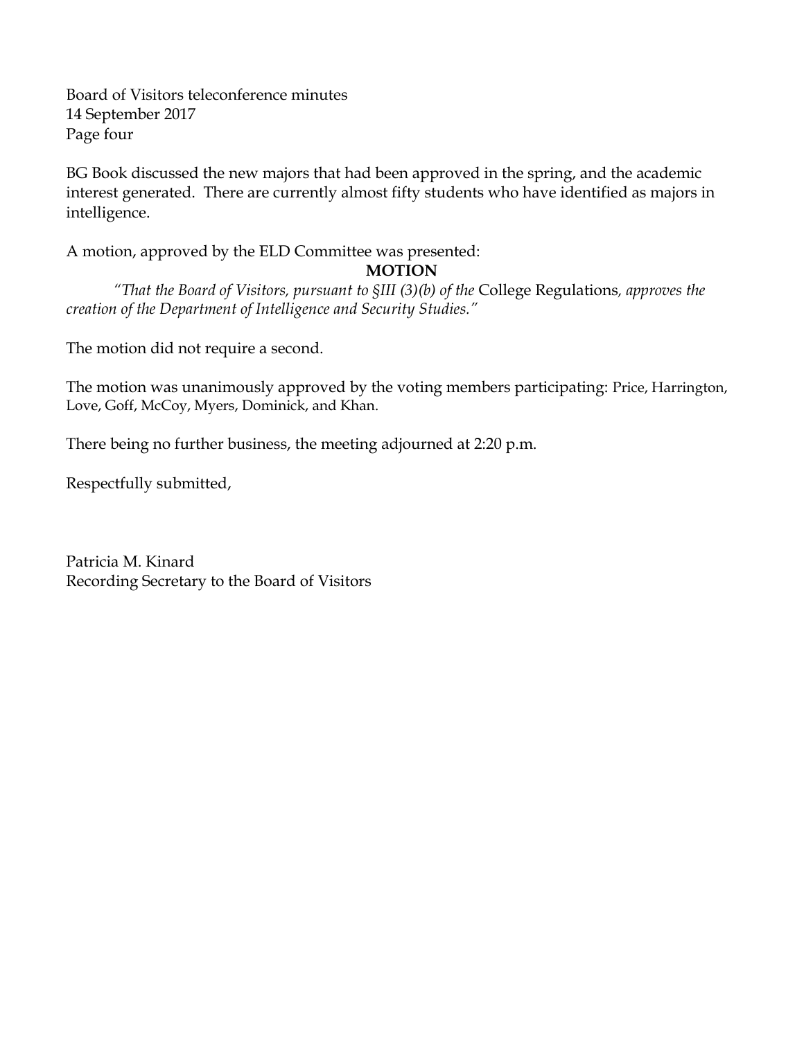BG Book discussed the new majors that had been approved in the spring, and the academic interest generated. There are currently almost fifty students who have identified as majors in intelligence.

A motion, approved by the ELD Committee was presented:

**MOTION**

*"That the Board of Visitors, pursuant to §III (3)(b) of the* College Regulations*, approves the creation of the Department of Intelligence and Security Studies."*

The motion did not require a second.

The motion was unanimously approved by the voting members participating: Price, Harrington, Love, Goff, McCoy, Myers, Dominick, and Khan.

There being no further business, the meeting adjourned at 2:20 p.m.

Respectfully submitted,

Patricia M. Kinard
Recording Secretary to the Board of Visitors